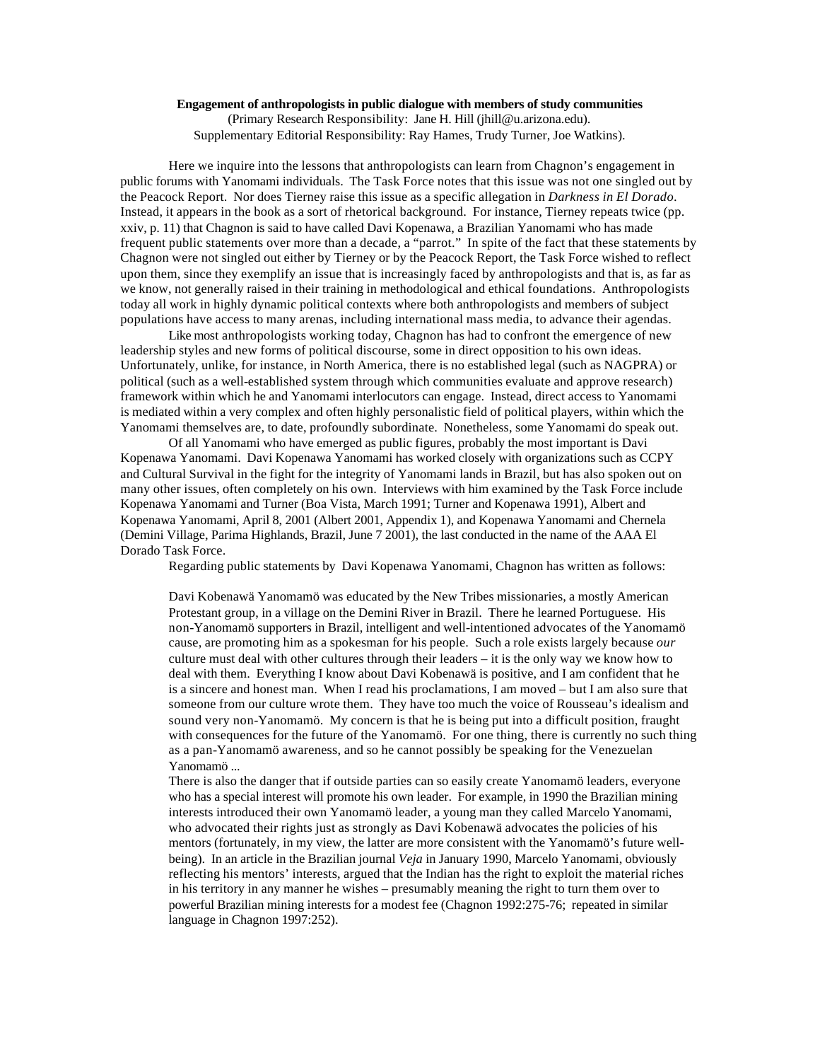**Engagement of anthropologists in public dialogue with members of study communities**

(Primary Research Responsibility: Jane H. Hill (jhill@u.arizona.edu).
Supplementary Editorial Responsibility: Ray Hames, Trudy Turner, Joe Watkins).

Here we inquire into the lessons that anthropologists can learn from Chagnon's engagement in public forums with Yanomami individuals. The Task Force notes that this issue was not one singled out by the Peacock Report. Nor does Tierney raise this issue as a specific allegation in *Darkness in El Dorado*. Instead, it appears in the book as a sort of rhetorical background. For instance, Tierney repeats twice (pp. xxiv, p. 11) that Chagnon is said to have called Davi Kopenawa, a Brazilian Yanomami who has made frequent public statements over more than a decade, a "parrot." In spite of the fact that these statements by Chagnon were not singled out either by Tierney or by the Peacock Report, the Task Force wished to reflect upon them, since they exemplify an issue that is increasingly faced by anthropologists and that is, as far as we know, not generally raised in their training in methodological and ethical foundations. Anthropologists today all work in highly dynamic political contexts where both anthropologists and members of subject populations have access to many arenas, including international mass media, to advance their agendas.

Like most anthropologists working today, Chagnon has had to confront the emergence of new leadership styles and new forms of political discourse, some in direct opposition to his own ideas. Unfortunately, unlike, for instance, in North America, there is no established legal (such as NAGPRA) or political (such as a well-established system through which communities evaluate and approve research) framework within which he and Yanomami interlocutors can engage. Instead, direct access to Yanomami is mediated within a very complex and often highly personalistic field of political players, within which the Yanomami themselves are, to date, profoundly subordinate. Nonetheless, some Yanomami do speak out.

Of all Yanomami who have emerged as public figures, probably the most important is Davi Kopenawa Yanomami. Davi Kopenawa Yanomami has worked closely with organizations such as CCPY and Cultural Survival in the fight for the integrity of Yanomami lands in Brazil, but has also spoken out on many other issues, often completely on his own. Interviews with him examined by the Task Force include Kopenawa Yanomami and Turner (Boa Vista, March 1991; Turner and Kopenawa 1991), Albert and Kopenawa Yanomami, April 8, 2001 (Albert 2001, Appendix 1), and Kopenawa Yanomami and Chernela (Demini Village, Parima Highlands, Brazil, June 7 2001), the last conducted in the name of the AAA El Dorado Task Force.

Regarding public statements by Davi Kopenawa Yanomami, Chagnon has written as follows:

> Davi Kobenawä Yanomamö was educated by the New Tribes missionaries, a mostly American Protestant group, in a village on the Demini River in Brazil. There he learned Portuguese. His non-Yanomamö supporters in Brazil, intelligent and well-intentioned advocates of the Yanomamö cause, are promoting him as a spokesman for his people. Such a role exists largely because *our* culture must deal with other cultures through their leaders – it is the only way we know how to deal with them. Everything I know about Davi Kobenawä is positive, and I am confident that he is a sincere and honest man. When I read his proclamations, I am moved – but I am also sure that someone from our culture wrote them. They have too much the voice of Rousseau's idealism and sound very non-Yanomamö. My concern is that he is being put into a difficult position, fraught with consequences for the future of the Yanomamö. For one thing, there is currently no such thing as a pan-Yanomamö awareness, and so he cannot possibly be speaking for the Venezuelan Yanomamö ...
>
> There is also the danger that if outside parties can so easily create Yanomamö leaders, everyone who has a special interest will promote his own leader. For example, in 1990 the Brazilian mining interests introduced their own Yanomamö leader, a young man they called Marcelo Yanomami, who advocated their rights just as strongly as Davi Kobenawä advocates the policies of his mentors (fortunately, in my view, the latter are more consistent with the Yanomamö's future well-being). In an article in the Brazilian journal *Veja* in January 1990, Marcelo Yanomami, obviously reflecting his mentors' interests, argued that the Indian has the right to exploit the material riches in his territory in any manner he wishes – presumably meaning the right to turn them over to powerful Brazilian mining interests for a modest fee (Chagnon 1992:275-76; repeated in similar language in Chagnon 1997:252).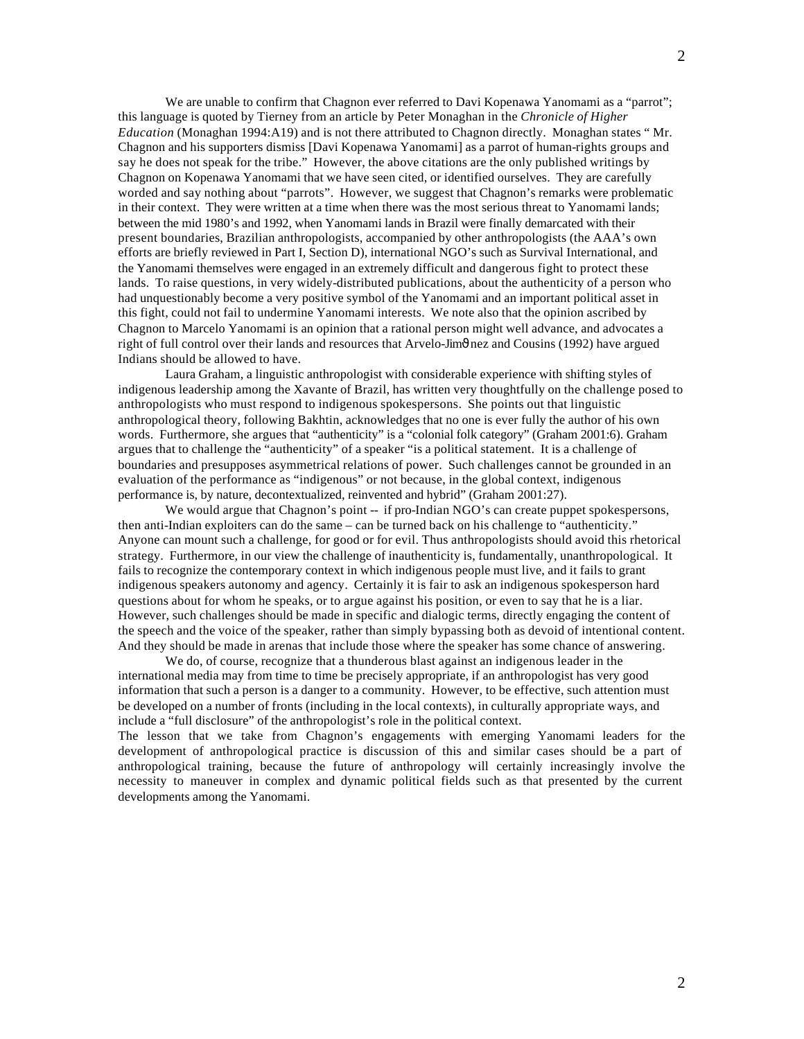We are unable to confirm that Chagnon ever referred to Davi Kopenawa Yanomami as a "parrot"; this language is quoted by Tierney from an article by Peter Monaghan in the *Chronicle of Higher Education* (Monaghan 1994:A19) and is not there attributed to Chagnon directly. Monaghan states " Mr. Chagnon and his supporters dismiss [Davi Kopenawa Yanomami] as a parrot of human-rights groups and say he does not speak for the tribe." However, the above citations are the only published writings by Chagnon on Kopenawa Yanomami that we have seen cited, or identified ourselves. They are carefully worded and say nothing about "parrots". However, we suggest that Chagnon's remarks were problematic in their context. They were written at a time when there was the most serious threat to Yanomami lands; between the mid 1980's and 1992, when Yanomami lands in Brazil were finally demarcated with their present boundaries, Brazilian anthropologists, accompanied by other anthropologists (the AAA's own efforts are briefly reviewed in Part I, Section D), international NGO's such as Survival International, and the Yanomami themselves were engaged in an extremely difficult and dangerous fight to protect these lands. To raise questions, in very widely-distributed publications, about the authenticity of a person who had unquestionably become a very positive symbol of the Yanomami and an important political asset in this fight, could not fail to undermine Yanomami interests. We note also that the opinion ascribed by Chagnon to Marcelo Yanomami is an opinion that a rational person might well advance, and advocates a right of full control over their lands and resources that Arvelo-Jiménez and Cousins (1992) have argued Indians should be allowed to have.

Laura Graham, a linguistic anthropologist with considerable experience with shifting styles of indigenous leadership among the Xavante of Brazil, has written very thoughtfully on the challenge posed to anthropologists who must respond to indigenous spokespersons. She points out that linguistic anthropological theory, following Bakhtin, acknowledges that no one is ever fully the author of his own words. Furthermore, she argues that "authenticity" is a "colonial folk category" (Graham 2001:6). Graham argues that to challenge the "authenticity" of a speaker "is a political statement. It is a challenge of boundaries and presupposes asymmetrical relations of power. Such challenges cannot be grounded in an evaluation of the performance as "indigenous" or not because, in the global context, indigenous performance is, by nature, decontextualized, reinvented and hybrid" (Graham 2001:27).

We would argue that Chagnon's point -- if pro-Indian NGO's can create puppet spokespersons, then anti-Indian exploiters can do the same – can be turned back on his challenge to "authenticity." Anyone can mount such a challenge, for good or for evil. Thus anthropologists should avoid this rhetorical strategy. Furthermore, in our view the challenge of inauthenticity is, fundamentally, unanthropological. It fails to recognize the contemporary context in which indigenous people must live, and it fails to grant indigenous speakers autonomy and agency. Certainly it is fair to ask an indigenous spokesperson hard questions about for whom he speaks, or to argue against his position, or even to say that he is a liar. However, such challenges should be made in specific and dialogic terms, directly engaging the content of the speech and the voice of the speaker, rather than simply bypassing both as devoid of intentional content. And they should be made in arenas that include those where the speaker has some chance of answering.

We do, of course, recognize that a thunderous blast against an indigenous leader in the international media may from time to time be precisely appropriate, if an anthropologist has very good information that such a person is a danger to a community. However, to be effective, such attention must be developed on a number of fronts (including in the local contexts), in culturally appropriate ways, and include a "full disclosure" of the anthropologist's role in the political context.

The lesson that we take from Chagnon's engagements with emerging Yanomami leaders for the development of anthropological practice is discussion of this and similar cases should be a part of anthropological training, because the future of anthropology will certainly increasingly involve the necessity to maneuver in complex and dynamic political fields such as that presented by the current developments among the Yanomami.